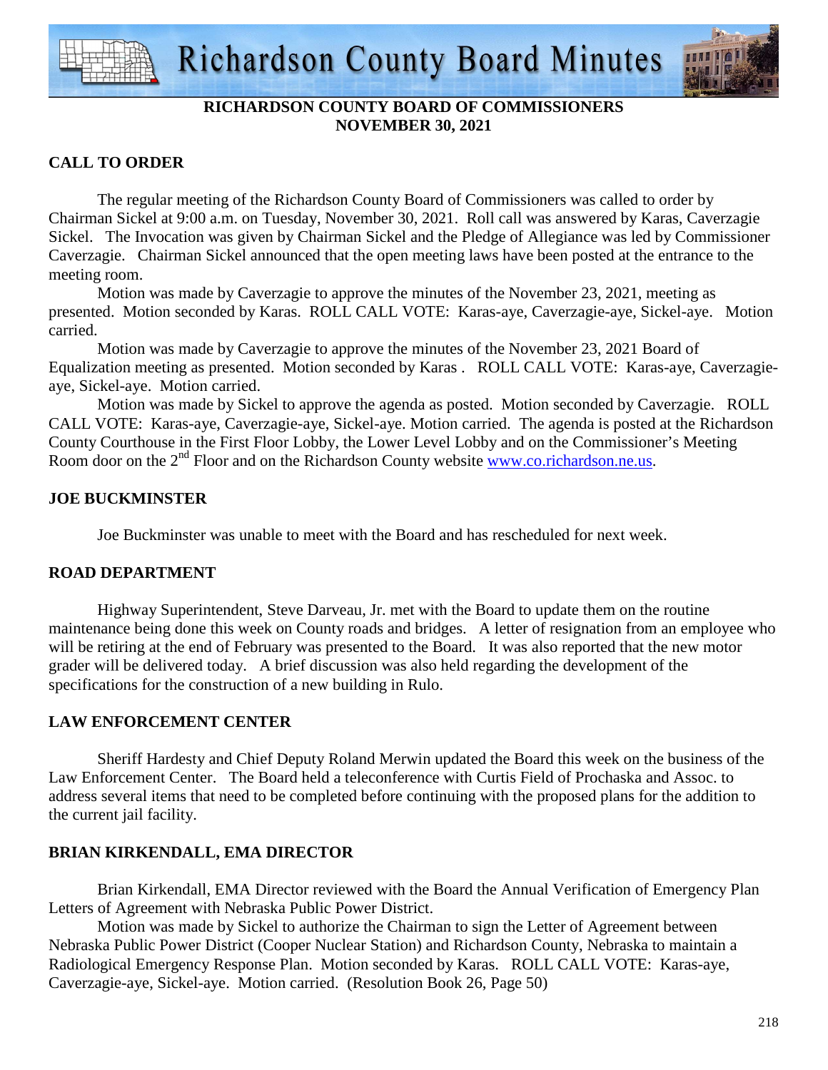# RICHARDSON COUNTY BOARD OF COMMISSIONERS
## NOVEMBER 30, 2021

### CALL TO ORDER

The regular meeting of the Richardson County Board of Commissioners was called to order by Chairman Sickel at 9:00 a.m. on Tuesday, November 30, 2021. Roll call was answered by Karas, Caverzagie Sickel. The Invocation was given by Chairman Sickel and the Pledge of Allegiance was led by Commissioner Caverzagie. Chairman Sickel announced that the open meeting laws have been posted at the entrance to the meeting room.

Motion was made by Caverzagie to approve the minutes of the November 23, 2021, meeting as presented. Motion seconded by Karas. ROLL CALL VOTE: Karas-aye, Caverzagie-aye, Sickel-aye. Motion carried.

Motion was made by Caverzagie to approve the minutes of the November 23, 2021 Board of Equalization meeting as presented. Motion seconded by Karas . ROLL CALL VOTE: Karas-aye, Caverzagie-aye, Sickel-aye. Motion carried.

Motion was made by Sickel to approve the agenda as posted. Motion seconded by Caverzagie. ROLL CALL VOTE: Karas-aye, Caverzagie-aye, Sickel-aye. Motion carried. The agenda is posted at the Richardson County Courthouse in the First Floor Lobby, the Lower Level Lobby and on the Commissioner's Meeting Room door on the 2nd Floor and on the Richardson County website www.co.richardson.ne.us.

### JOE BUCKMINSTER

Joe Buckminster was unable to meet with the Board and has rescheduled for next week.

### ROAD DEPARTMENT

Highway Superintendent, Steve Darveau, Jr. met with the Board to update them on the routine maintenance being done this week on County roads and bridges. A letter of resignation from an employee who will be retiring at the end of February was presented to the Board. It was also reported that the new motor grader will be delivered today. A brief discussion was also held regarding the development of the specifications for the construction of a new building in Rulo.

### LAW ENFORCEMENT CENTER

Sheriff Hardesty and Chief Deputy Roland Merwin updated the Board this week on the business of the Law Enforcement Center. The Board held a teleconference with Curtis Field of Prochaska and Assoc. to address several items that need to be completed before continuing with the proposed plans for the addition to the current jail facility.

### BRIAN KIRKENDALL, EMA DIRECTOR

Brian Kirkendall, EMA Director reviewed with the Board the Annual Verification of Emergency Plan Letters of Agreement with Nebraska Public Power District.

Motion was made by Sickel to authorize the Chairman to sign the Letter of Agreement between Nebraska Public Power District (Cooper Nuclear Station) and Richardson County, Nebraska to maintain a Radiological Emergency Response Plan. Motion seconded by Karas. ROLL CALL VOTE: Karas-aye, Caverzagie-aye, Sickel-aye. Motion carried. (Resolution Book 26, Page 50)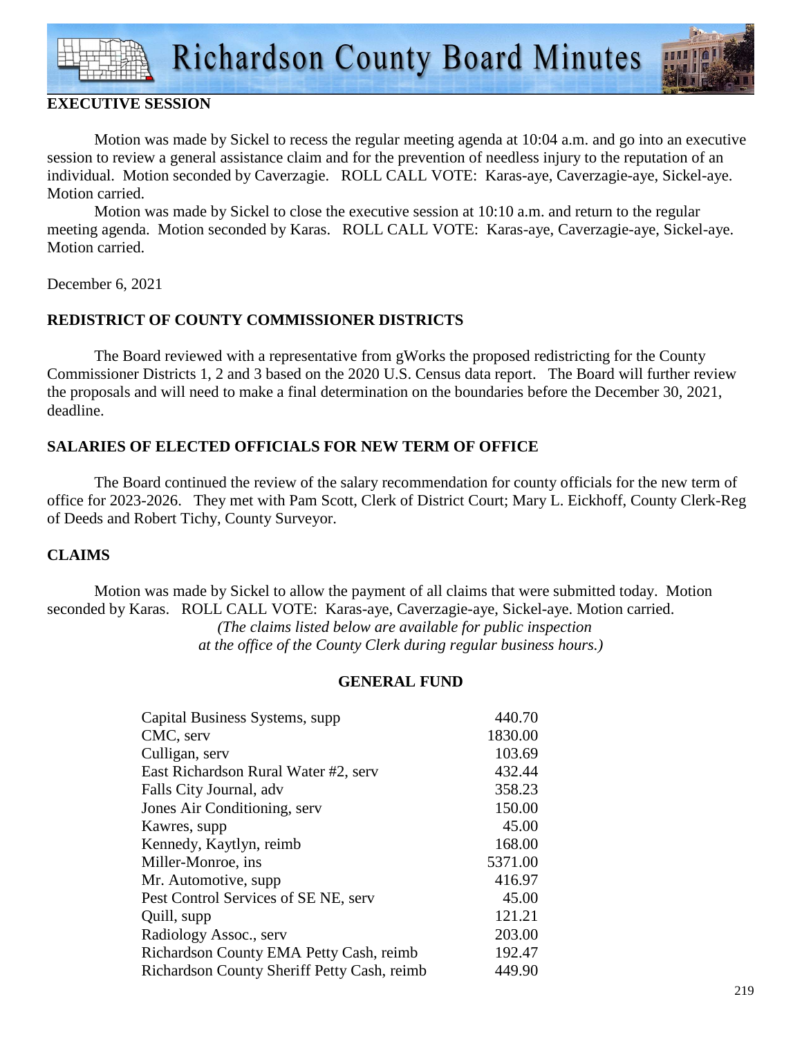## EXECUTIVE SESSION

Motion was made by Sickel to recess the regular meeting agenda at 10:04 a.m. and go into an executive session to review a general assistance claim and for the prevention of needless injury to the reputation of an individual. Motion seconded by Caverzagie. ROLL CALL VOTE: Karas-aye, Caverzagie-aye, Sickel-aye. Motion carried.

Motion was made by Sickel to close the executive session at 10:10 a.m. and return to the regular meeting agenda. Motion seconded by Karas. ROLL CALL VOTE: Karas-aye, Caverzagie-aye, Sickel-aye. Motion carried.

December 6, 2021

## REDISTRICT OF COUNTY COMMISSIONER DISTRICTS

The Board reviewed with a representative from gWorks the proposed redistricting for the County Commissioner Districts 1, 2 and 3 based on the 2020 U.S. Census data report. The Board will further review the proposals and will need to make a final determination on the boundaries before the December 30, 2021, deadline.

## SALARIES OF ELECTED OFFICIALS FOR NEW TERM OF OFFICE

The Board continued the review of the salary recommendation for county officials for the new term of office for 2023-2026. They met with Pam Scott, Clerk of District Court; Mary L. Eickhoff, County Clerk-Reg of Deeds and Robert Tichy, County Surveyor.

## CLAIMS

Motion was made by Sickel to allow the payment of all claims that were submitted today. Motion seconded by Karas. ROLL CALL VOTE: Karas-aye, Caverzagie-aye, Sickel-aye. Motion carried.

*(The claims listed below are available for public inspection at the office of the County Clerk during regular business hours.)*

### GENERAL FUND

| | |
|---|---|
| Capital Business Systems, supp | 440.70 |
| CMC, serv | 1830.00 |
| Culligan, serv | 103.69 |
| East Richardson Rural Water #2, serv | 432.44 |
| Falls City Journal, adv | 358.23 |
| Jones Air Conditioning, serv | 150.00 |
| Kawres, supp | 45.00 |
| Kennedy, Kaytlyn, reimb | 168.00 |
| Miller-Monroe, ins | 5371.00 |
| Mr. Automotive, supp | 416.97 |
| Pest Control Services of SE NE, serv | 45.00 |
| Quill, supp | 121.21 |
| Radiology Assoc., serv | 203.00 |
| Richardson County EMA Petty Cash, reimb | 192.47 |
| Richardson County Sheriff Petty Cash, reimb | 449.90 |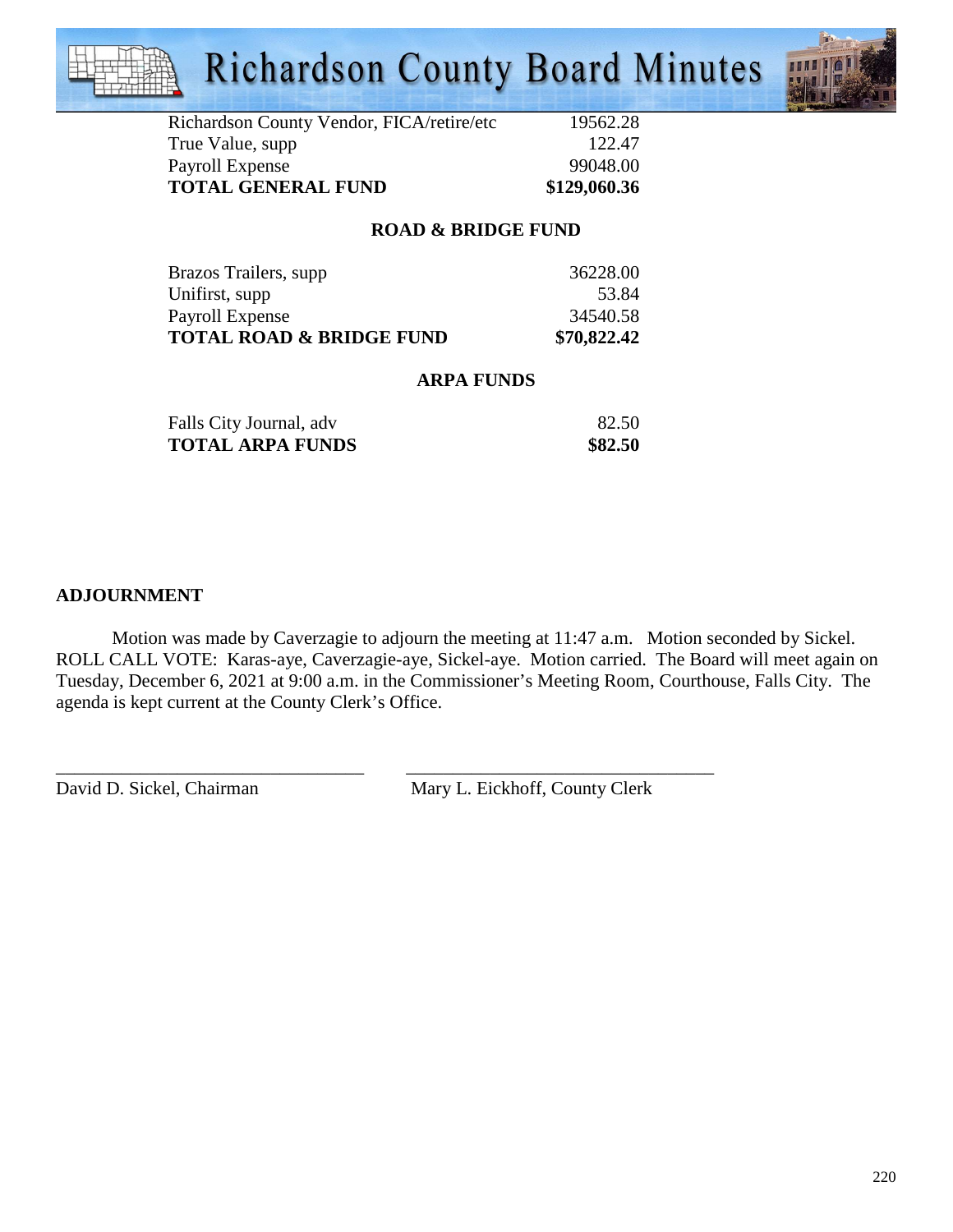| | |
|---|---|
| Richardson County Vendor, FICA/retire/etc | 19562.28 |
| True Value, supp | 122.47 |
| Payroll Expense | 99048.00 |
| **TOTAL GENERAL FUND** | **$129,060.36** |

**ROAD & BRIDGE FUND**

| | |
|---|---|
| Brazos Trailers, supp | 36228.00 |
| Unifirst, supp | 53.84 |
| Payroll Expense | 34540.58 |
| **TOTAL ROAD & BRIDGE FUND** | **$70,822.42** |

**ARPA FUNDS**

| | |
|---|---|
| Falls City Journal, adv | 82.50 |
| **TOTAL ARPA FUNDS** | **$82.50** |

**ADJOURNMENT**

Motion was made by Caverzagie to adjourn the meeting at 11:47 a.m. Motion seconded by Sickel. ROLL CALL VOTE: Karas-aye, Caverzagie-aye, Sickel-aye. Motion carried. The Board will meet again on Tuesday, December 6, 2021 at 9:00 a.m. in the Commissioner's Meeting Room, Courthouse, Falls City. The agenda is kept current at the County Clerk's Office.

\_\_\_\_\_\_\_\_\_\_\_\_\_\_\_\_\_\_\_\_\_\_\_\_\_\_\_\_\_\_\_\_\_\_ \_\_\_\_\_\_\_\_\_\_\_\_\_\_\_\_\_\_\_\_\_\_\_\_\_\_\_\_\_\_\_\_\_\_

David D. Sickel, Chairman Mary L. Eickhoff, County Clerk